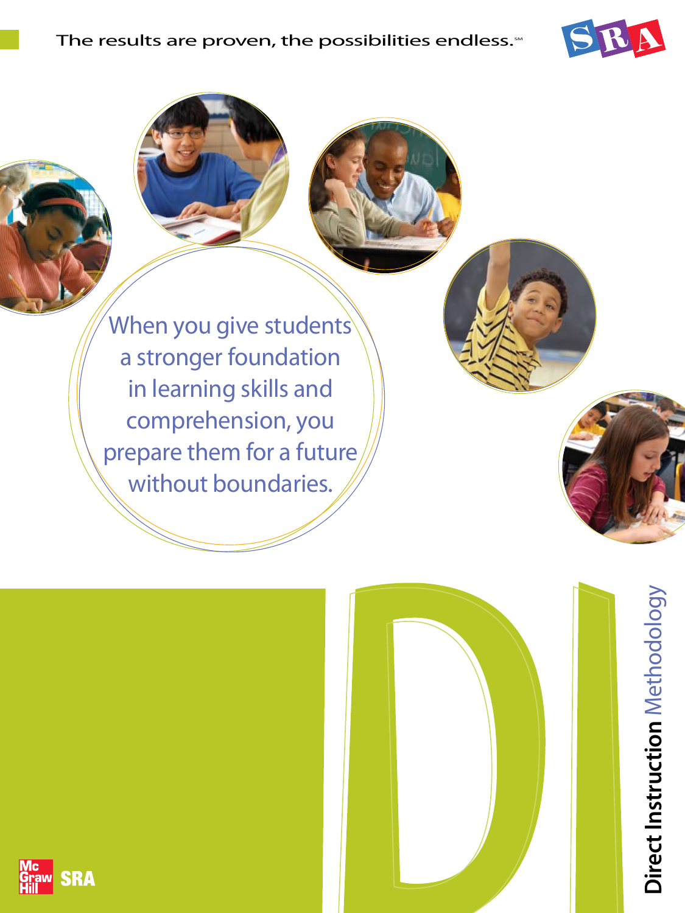The results are proven, the possibilities endless.℠

SRA

When you give students a stronger foundation in learning skills and comprehension, you prepare them for a future without boundaries.

# DI

# Direct Instruction Methodology

McGraw Hill SRA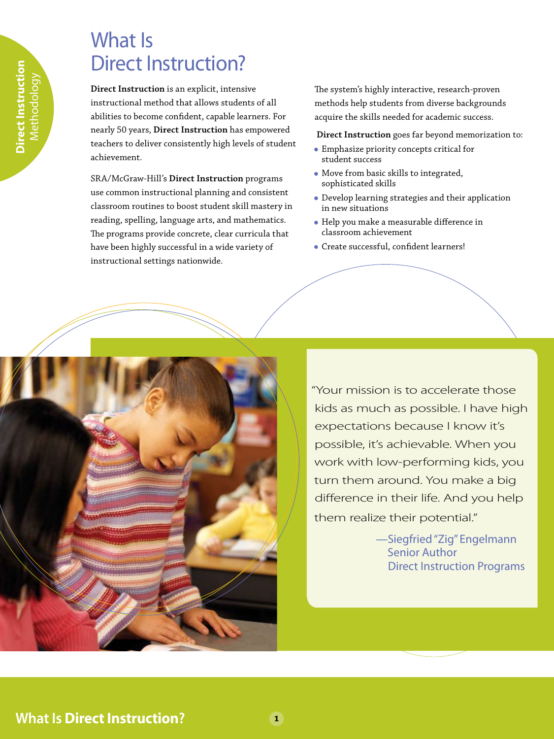# What Is Direct Instruction?

**Direct Instruction** is an explicit, intensive instructional method that allows students of all abilities to become confident, capable learners. For nearly 50 years, **Direct Instruction** has empowered teachers to deliver consistently high levels of student achievement.

SRA/McGraw-Hill's **Direct Instruction** programs use common instructional planning and consistent classroom routines to boost student skill mastery in reading, spelling, language arts, and mathematics. The programs provide concrete, clear curricula that have been highly successful in a wide variety of instructional settings nationwide.

The system's highly interactive, research-proven methods help students from diverse backgrounds acquire the skills needed for academic success.

**Direct Instruction** goes far beyond memorization to:

- Emphasize priority concepts critical for student success
- Move from basic skills to integrated, sophisticated skills
- Develop learning strategies and their application in new situations
- Help you make a measurable difference in classroom achievement
- Create successful, confident learners!

"Your mission is to accelerate those kids as much as possible. I have high expectations because I know it's possible, it's achievable. When you work with low-performing kids, you turn them around. You make a big difference in their life. And you help them realize their potential."

—Siegfried "Zig" Engelmann
Senior Author
Direct Instruction Programs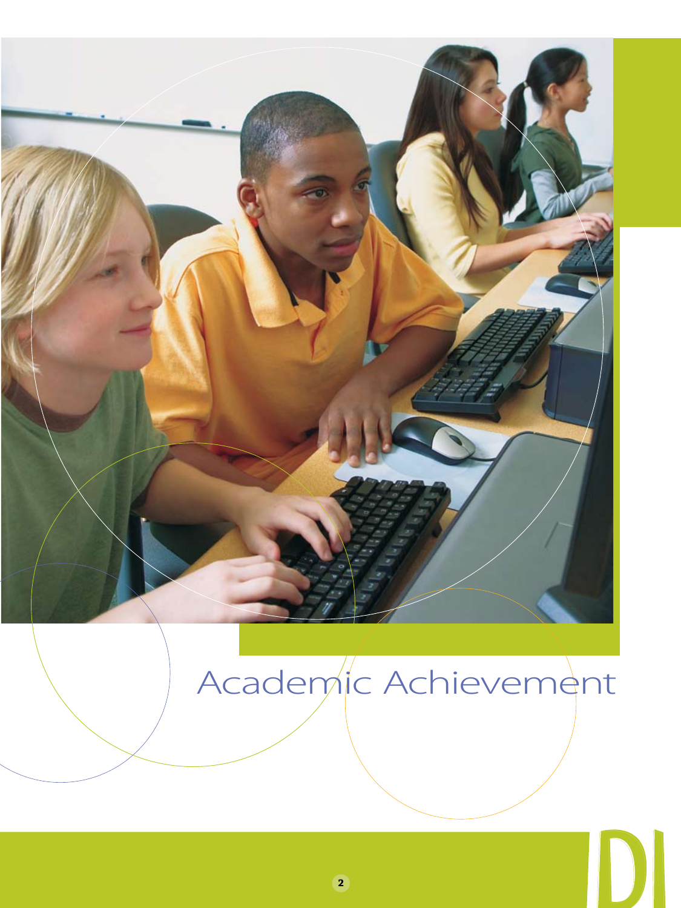# Academic Achievement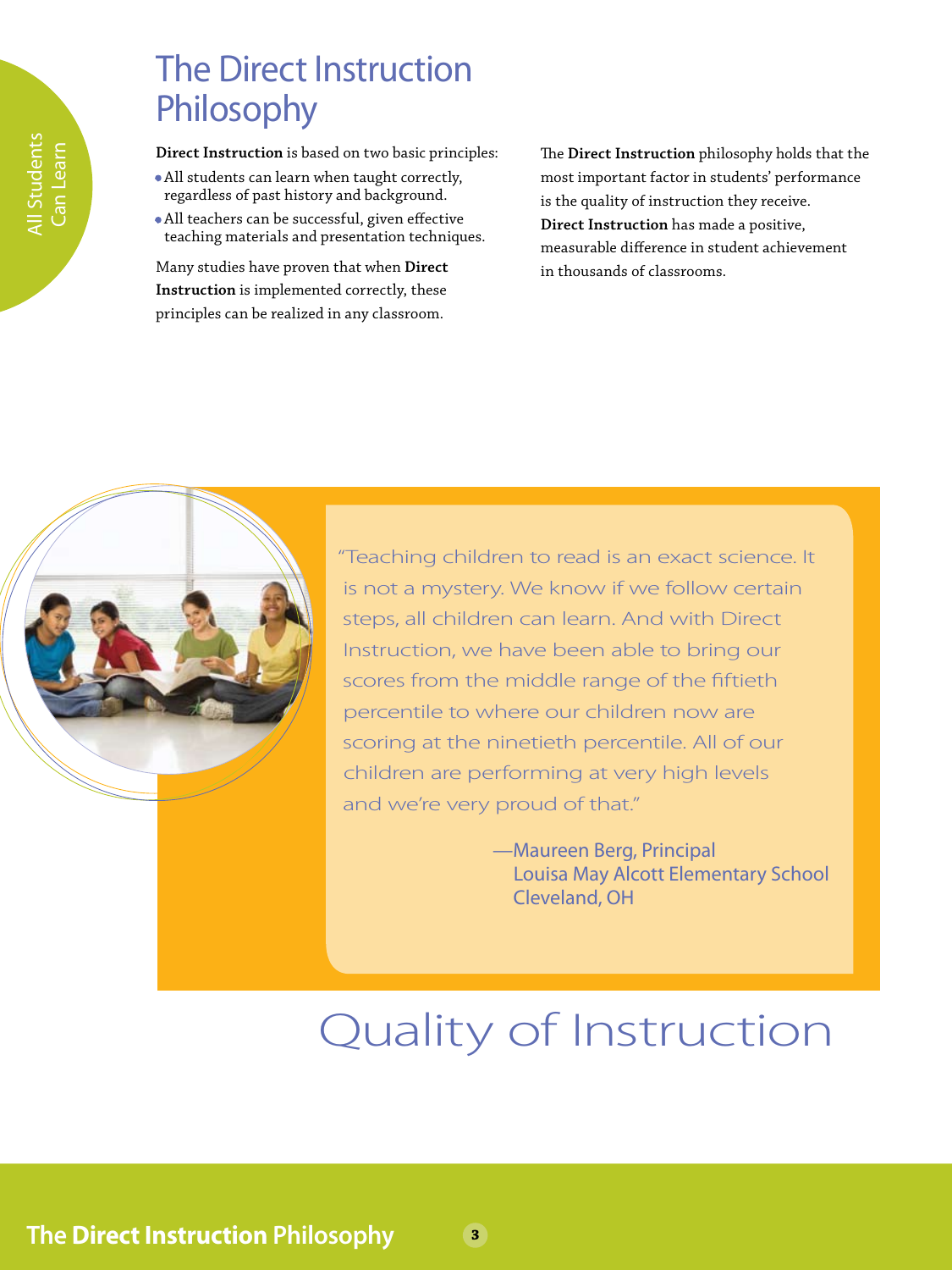# The Direct Instruction Philosophy

**Direct Instruction** is based on two basic principles:

- All students can learn when taught correctly, regardless of past history and background.
- All teachers can be successful, given effective teaching materials and presentation techniques.

Many studies have proven that when **Direct Instruction** is implemented correctly, these principles can be realized in any classroom.

The **Direct Instruction** philosophy holds that the most important factor in students' performance is the quality of instruction they receive. **Direct Instruction** has made a positive, measurable difference in student achievement in thousands of classrooms.

"Teaching children to read is an exact science. It is not a mystery. We know if we follow certain steps, all children can learn. And with Direct Instruction, we have been able to bring our scores from the middle range of the fiftieth percentile to where our children now are scoring at the ninetieth percentile. All of our children are performing at very high levels and we're very proud of that."

—Maureen Berg, Principal
Louisa May Alcott Elementary School
Cleveland, OH

## Quality of Instruction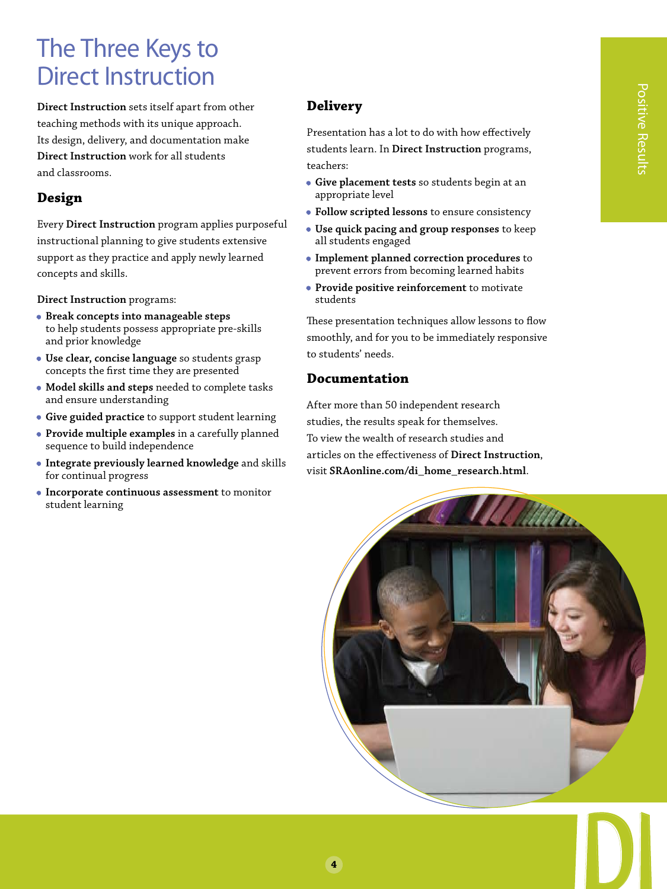# The Three Keys to Direct Instruction

**Direct Instruction** sets itself apart from other teaching methods with its unique approach. Its design, delivery, and documentation make **Direct Instruction** work for all students and classrooms.

## Design

Every **Direct Instruction** program applies purposeful instructional planning to give students extensive support as they practice and apply newly learned concepts and skills.

**Direct Instruction** programs:

- **Break concepts into manageable steps** to help students possess appropriate pre-skills and prior knowledge
- **Use clear, concise language** so students grasp concepts the first time they are presented
- **Model skills and steps** needed to complete tasks and ensure understanding
- **Give guided practice** to support student learning
- **Provide multiple examples** in a carefully planned sequence to build independence
- **Integrate previously learned knowledge** and skills for continual progress
- **Incorporate continuous assessment** to monitor student learning

## Delivery

Presentation has a lot to do with how effectively students learn. In **Direct Instruction** programs, teachers:

- **Give placement tests** so students begin at an appropriate level
- **Follow scripted lessons** to ensure consistency
- **Use quick pacing and group responses** to keep all students engaged
- **Implement planned correction procedures** to prevent errors from becoming learned habits
- **Provide positive reinforcement** to motivate students

These presentation techniques allow lessons to flow smoothly, and for you to be immediately responsive to students' needs.

## Documentation

After more than 50 independent research studies, the results speak for themselves. To view the wealth of research studies and articles on the effectiveness of **Direct Instruction**, visit **SRAonline.com/di_home_research.html**.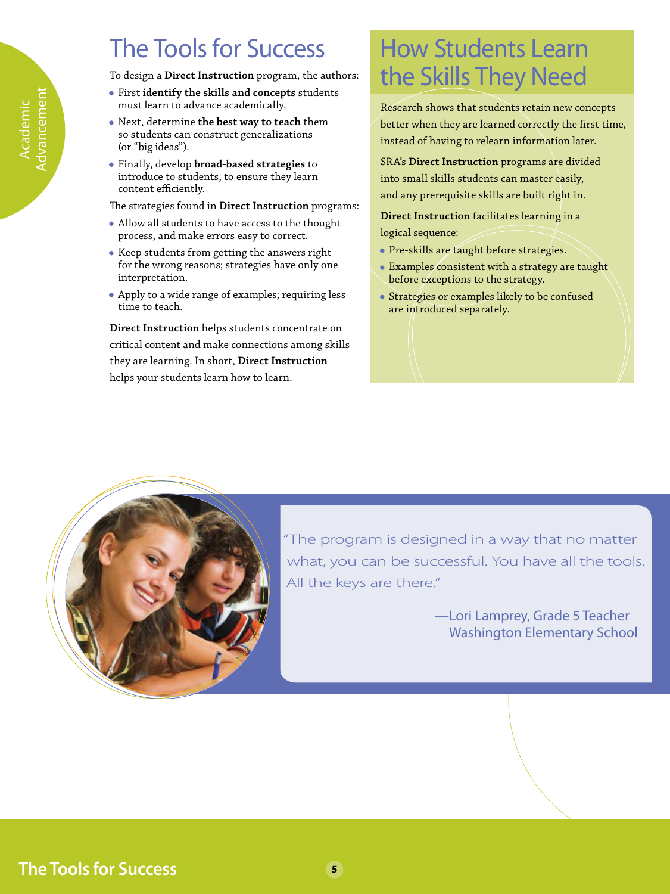## The Tools for Success

To design a **Direct Instruction** program, the authors:

- First **identify the skills and concepts** students must learn to advance academically.
- Next, determine **the best way to teach** them so students can construct generalizations (or "big ideas").
- Finally, develop **broad-based strategies** to introduce to students, to ensure they learn content efficiently.

The strategies found in **Direct Instruction** programs:

- Allow all students to have access to the thought process, and make errors easy to correct.
- Keep students from getting the answers right for the wrong reasons; strategies have only one interpretation.
- Apply to a wide range of examples; requiring less time to teach.

**Direct Instruction** helps students concentrate on critical content and make connections among skills they are learning. In short, **Direct Instruction** helps your students learn how to learn.

## How Students Learn the Skills They Need

Research shows that students retain new concepts better when they are learned correctly the first time, instead of having to relearn information later.

SRA's **Direct Instruction** programs are divided into small skills students can master easily, and any prerequisite skills are built right in.

**Direct Instruction** facilitates learning in a logical sequence:

- Pre-skills are taught before strategies.
- Examples consistent with a strategy are taught before exceptions to the strategy.
- Strategies or examples likely to be confused are introduced separately.

"The program is designed in a way that no matter what, you can be successful. You have all the tools. All the keys are there."

—Lori Lamprey, Grade 5 Teacher
Washington Elementary School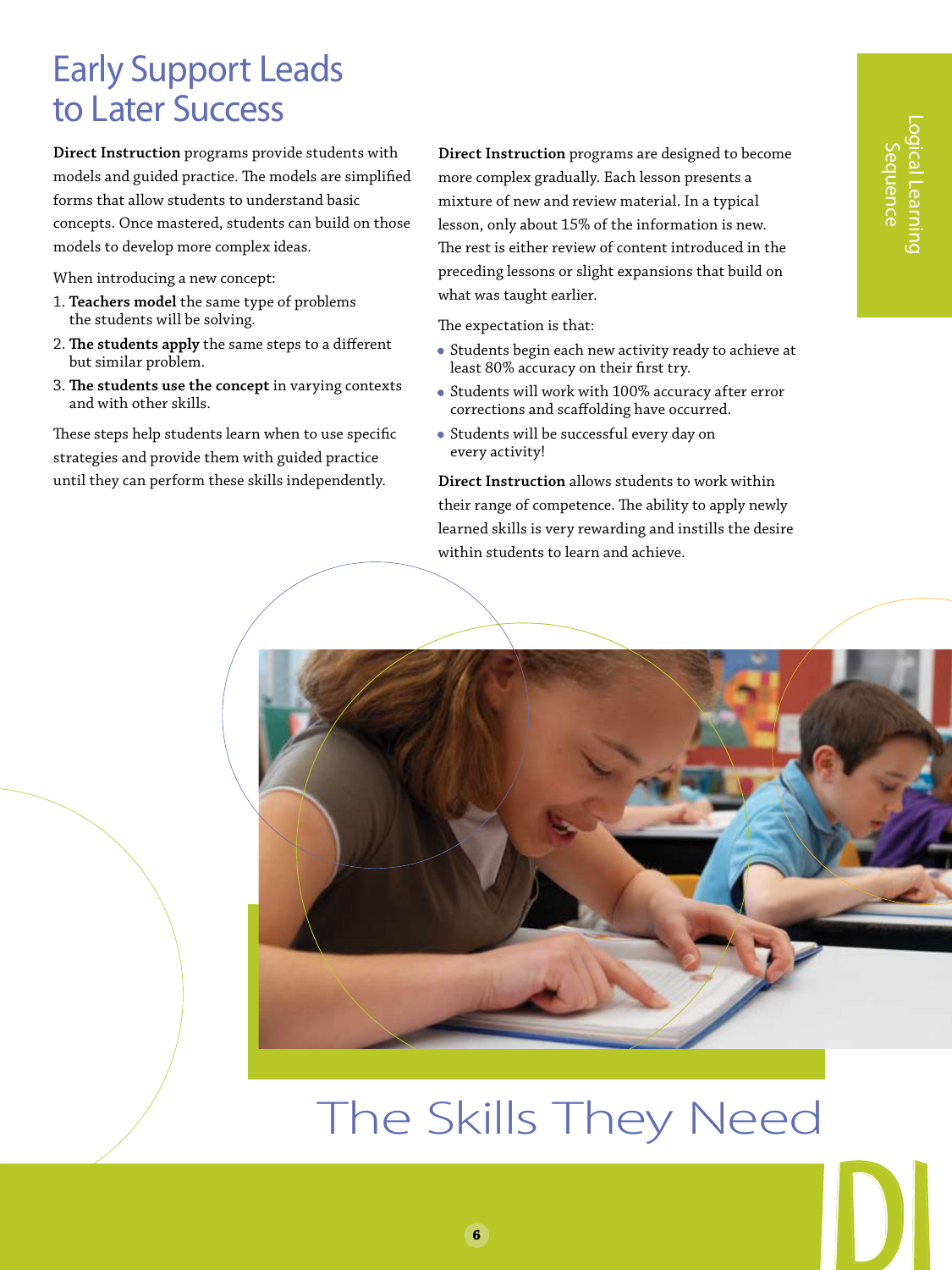# Early Support Leads to Later Success

**Direct Instruction** programs provide students with models and guided practice. The models are simplified forms that allow students to understand basic concepts. Once mastered, students can build on those models to develop more complex ideas.

When introducing a new concept:

1. **Teachers model** the same type of problems the students will be solving.
2. **The students apply** the same steps to a different but similar problem.
3. **The students use the concept** in varying contexts and with other skills.

These steps help students learn when to use specific strategies and provide them with guided practice until they can perform these skills independently.

**Direct Instruction** programs are designed to become more complex gradually. Each lesson presents a mixture of new and review material. In a typical lesson, only about 15% of the information is new. The rest is either review of content introduced in the preceding lessons or slight expansions that build on what was taught earlier.

The expectation is that:

- Students begin each new activity ready to achieve at least 80% accuracy on their first try.
- Students will work with 100% accuracy after error corrections and scaffolding have occurred.
- Students will be successful every day on every activity!

**Direct Instruction** allows students to work within their range of competence. The ability to apply newly learned skills is very rewarding and instills the desire within students to learn and achieve.

## The Skills They Need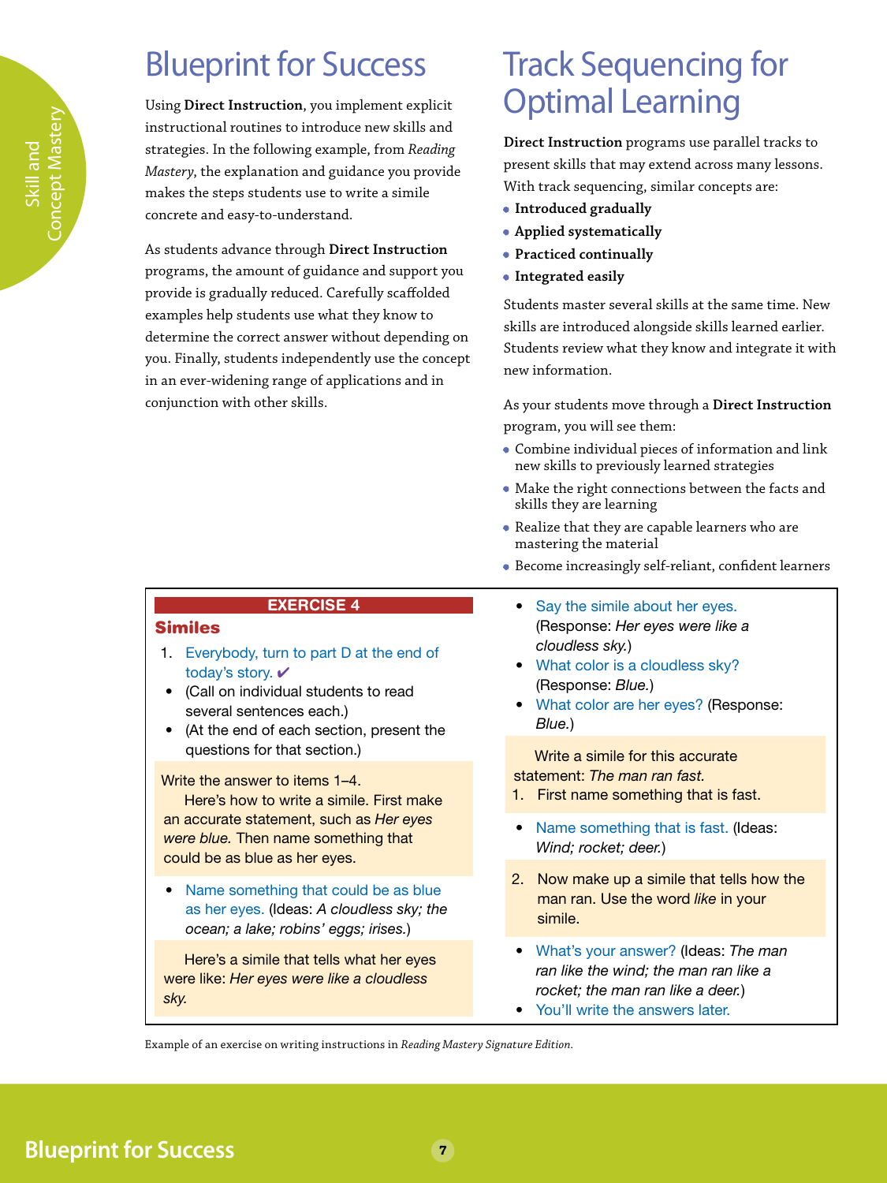# Blueprint for Success

Using **Direct Instruction**, you implement explicit instructional routines to introduce new skills and strategies. In the following example, from *Reading Mastery*, the explanation and guidance you provide makes the steps students use to write a simile concrete and easy-to-understand.

As students advance through **Direct Instruction** programs, the amount of guidance and support you provide is gradually reduced. Carefully scaffolded examples help students use what they know to determine the correct answer without depending on you. Finally, students independently use the concept in an ever-widening range of applications and in conjunction with other skills.

# Track Sequencing for Optimal Learning

**Direct Instruction** programs use parallel tracks to present skills that may extend across many lessons. With track sequencing, similar concepts are:

- **Introduced gradually**
- **Applied systematically**
- **Practiced continually**
- **Integrated easily**

Students master several skills at the same time. New skills are introduced alongside skills learned earlier. Students review what they know and integrate it with new information.

As your students move through a **Direct Instruction** program, you will see them:

- Combine individual pieces of information and link new skills to previously learned strategies
- Make the right connections between the facts and skills they are learning
- Realize that they are capable learners who are mastering the material
- Become increasingly self-reliant, confident learners

**EXERCISE 4**

**Similes**

1. Everybody, turn to part D at the end of today's story. ✔
   - (Call on individual students to read several sentences each.)
   - (At the end of each section, present the questions for that section.)

Write the answer to items 1–4.
Here's how to write a simile. First make an accurate statement, such as *Her eyes were blue.* Then name something that could be as blue as her eyes.

- Name something that could be as blue as her eyes. (Ideas: *A cloudless sky; the ocean; a lake; robins' eggs; irises.*)

Here's a simile that tells what her eyes were like: *Her eyes were like a cloudless sky.*

- Say the simile about her eyes. (Response: *Her eyes were like a cloudless sky.*)
- What color is a cloudless sky? (Response: *Blue.*)
- What color are her eyes? (Response: *Blue.*)

Write a simile for this accurate statement: *The man ran fast.*

1. First name something that is fast.

- Name something that is fast. (Ideas: *Wind; rocket; deer.*)

2. Now make up a simile that tells how the man ran. Use the word *like* in your simile.

- What's your answer? (Ideas: *The man ran like the wind; the man ran like a rocket; the man ran like a deer.*)
- You'll write the answers later.

Example of an exercise on writing instructions in *Reading Mastery Signature Edition*.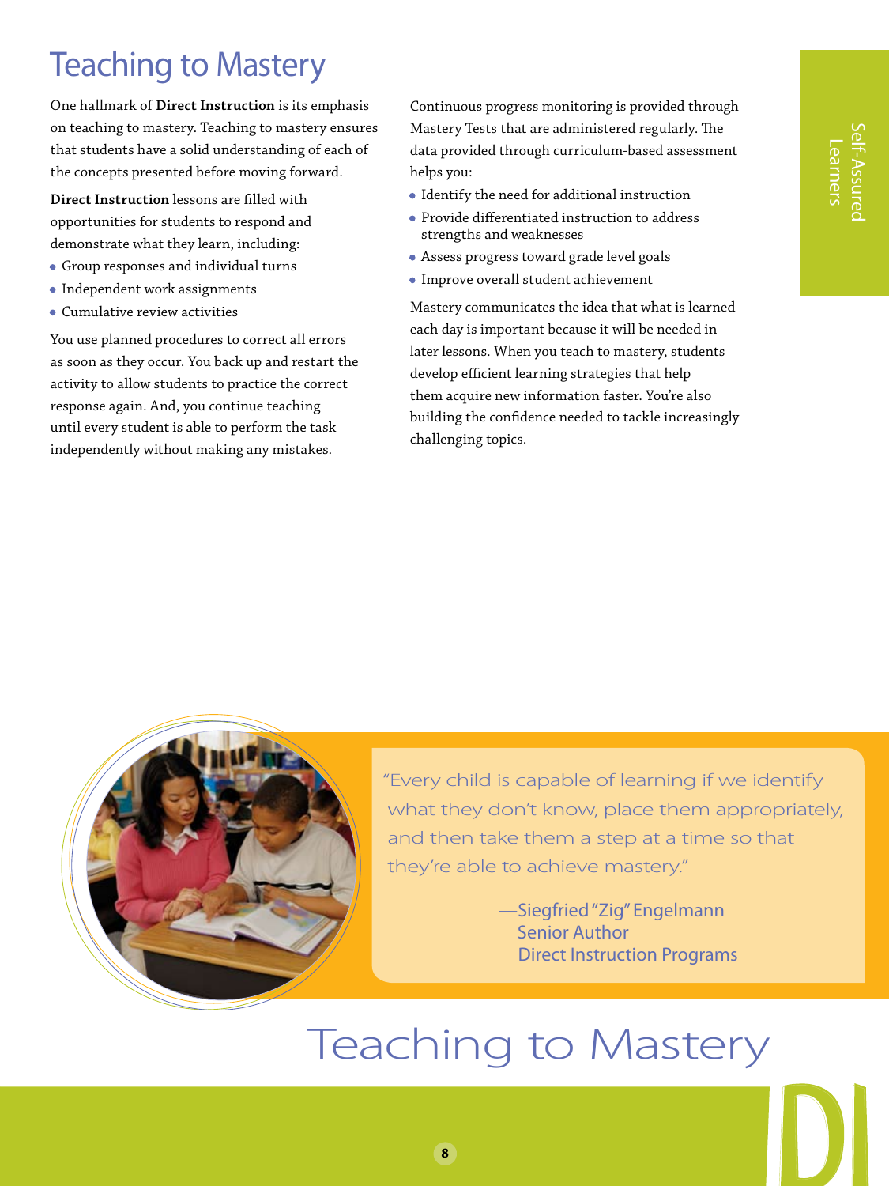# Teaching to Mastery

One hallmark of **Direct Instruction** is its emphasis on teaching to mastery. Teaching to mastery ensures that students have a solid understanding of each of the concepts presented before moving forward.

**Direct Instruction** lessons are filled with opportunities for students to respond and demonstrate what they learn, including:

- Group responses and individual turns
- Independent work assignments
- Cumulative review activities

You use planned procedures to correct all errors as soon as they occur. You back up and restart the activity to allow students to practice the correct response again. And, you continue teaching until every student is able to perform the task independently without making any mistakes.

Continuous progress monitoring is provided through Mastery Tests that are administered regularly. The data provided through curriculum-based assessment helps you:

- Identify the need for additional instruction
- Provide differentiated instruction to address strengths and weaknesses
- Assess progress toward grade level goals
- Improve overall student achievement

Mastery communicates the idea that what is learned each day is important because it will be needed in later lessons. When you teach to mastery, students develop efficient learning strategies that help them acquire new information faster. You're also building the confidence needed to tackle increasingly challenging topics.

"Every child is capable of learning if we identify what they don't know, place them appropriately, and then take them a step at a time so that they're able to achieve mastery."

—Siegfried "Zig" Engelmann
Senior Author
Direct Instruction Programs

Teaching to Mastery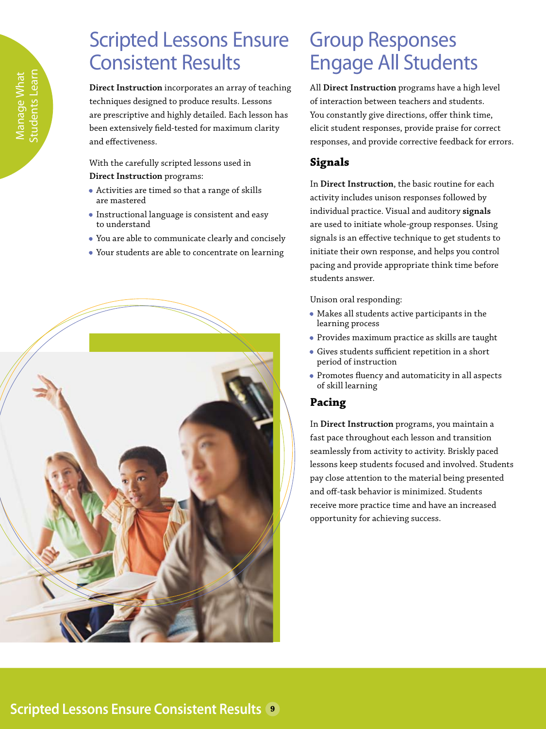# Scripted Lessons Ensure Consistent Results

**Direct Instruction** incorporates an array of teaching techniques designed to produce results. Lessons are prescriptive and highly detailed. Each lesson has been extensively field-tested for maximum clarity and effectiveness.

With the carefully scripted lessons used in **Direct Instruction** programs:

- Activities are timed so that a range of skills are mastered
- Instructional language is consistent and easy to understand
- You are able to communicate clearly and concisely
- Your students are able to concentrate on learning

# Group Responses Engage All Students

All **Direct Instruction** programs have a high level of interaction between teachers and students. You constantly give directions, offer think time, elicit student responses, provide praise for correct responses, and provide corrective feedback for errors.

## Signals

In **Direct Instruction**, the basic routine for each activity includes unison responses followed by individual practice. Visual and auditory **signals** are used to initiate whole-group responses. Using signals is an effective technique to get students to initiate their own response, and helps you control pacing and provide appropriate think time before students answer.

Unison oral responding:

- Makes all students active participants in the learning process
- Provides maximum practice as skills are taught
- Gives students sufficient repetition in a short period of instruction
- Promotes fluency and automaticity in all aspects of skill learning

## Pacing

In **Direct Instruction** programs, you maintain a fast pace throughout each lesson and transition seamlessly from activity to activity. Briskly paced lessons keep students focused and involved. Students pay close attention to the material being presented and off-task behavior is minimized. Students receive more practice time and have an increased opportunity for achieving success.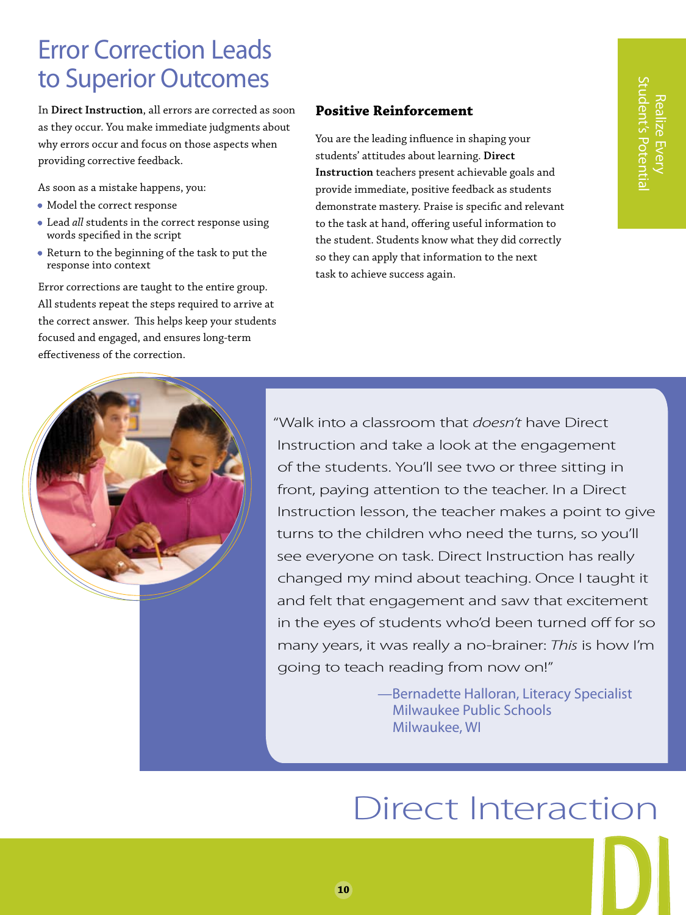# Error Correction Leads to Superior Outcomes

In **Direct Instruction**, all errors are corrected as soon as they occur. You make immediate judgments about why errors occur and focus on those aspects when providing corrective feedback.

As soon as a mistake happens, you:

- Model the correct response
- Lead *all* students in the correct response using words specified in the script
- Return to the beginning of the task to put the response into context

Error corrections are taught to the entire group. All students repeat the steps required to arrive at the correct answer. This helps keep your students focused and engaged, and ensures long-term effectiveness of the correction.

### Positive Reinforcement

You are the leading influence in shaping your students' attitudes about learning. **Direct Instruction** teachers present achievable goals and provide immediate, positive feedback as students demonstrate mastery. Praise is specific and relevant to the task at hand, offering useful information to the student. Students know what they did correctly so they can apply that information to the next task to achieve success again.

> "Walk into a classroom that *doesn't* have Direct Instruction and take a look at the engagement of the students. You'll see two or three sitting in front, paying attention to the teacher. In a Direct Instruction lesson, the teacher makes a point to give turns to the children who need the turns, so you'll see everyone on task. Direct Instruction has really changed my mind about teaching. Once I taught it and felt that engagement and saw that excitement in the eyes of students who'd been turned off for so many years, it was really a no-brainer: *This* is how I'm going to teach reading from now on!"
>
> —Bernadette Halloran, Literacy Specialist
> Milwaukee Public Schools
> Milwaukee, WI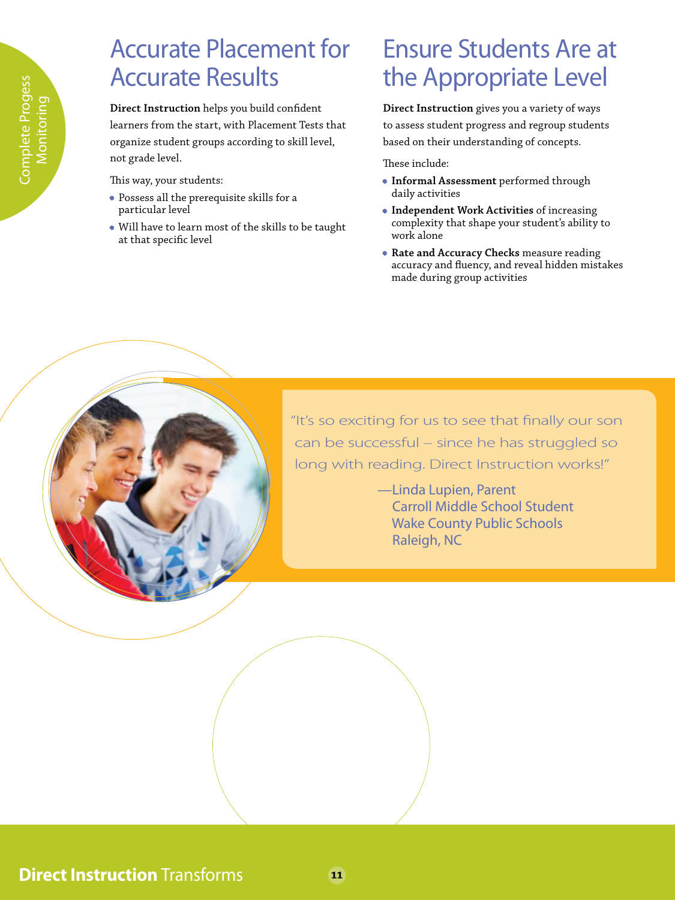# Accurate Placement for Accurate Results

**Direct Instruction** helps you build confident learners from the start, with Placement Tests that organize student groups according to skill level, not grade level.

This way, your students:

- Possess all the prerequisite skills for a particular level
- Will have to learn most of the skills to be taught at that specific level

# Ensure Students Are at the Appropriate Level

**Direct Instruction** gives you a variety of ways to assess student progress and regroup students based on their understanding of concepts.

These include:

- **Informal Assessment** performed through daily activities
- **Independent Work Activities** of increasing complexity that shape your student's ability to work alone
- **Rate and Accuracy Checks** measure reading accuracy and fluency, and reveal hidden mistakes made during group activities

"It's so exciting for us to see that finally our son can be successful – since he has struggled so long with reading. Direct Instruction works!"

—Linda Lupien, Parent
Carroll Middle School Student
Wake County Public Schools
Raleigh, NC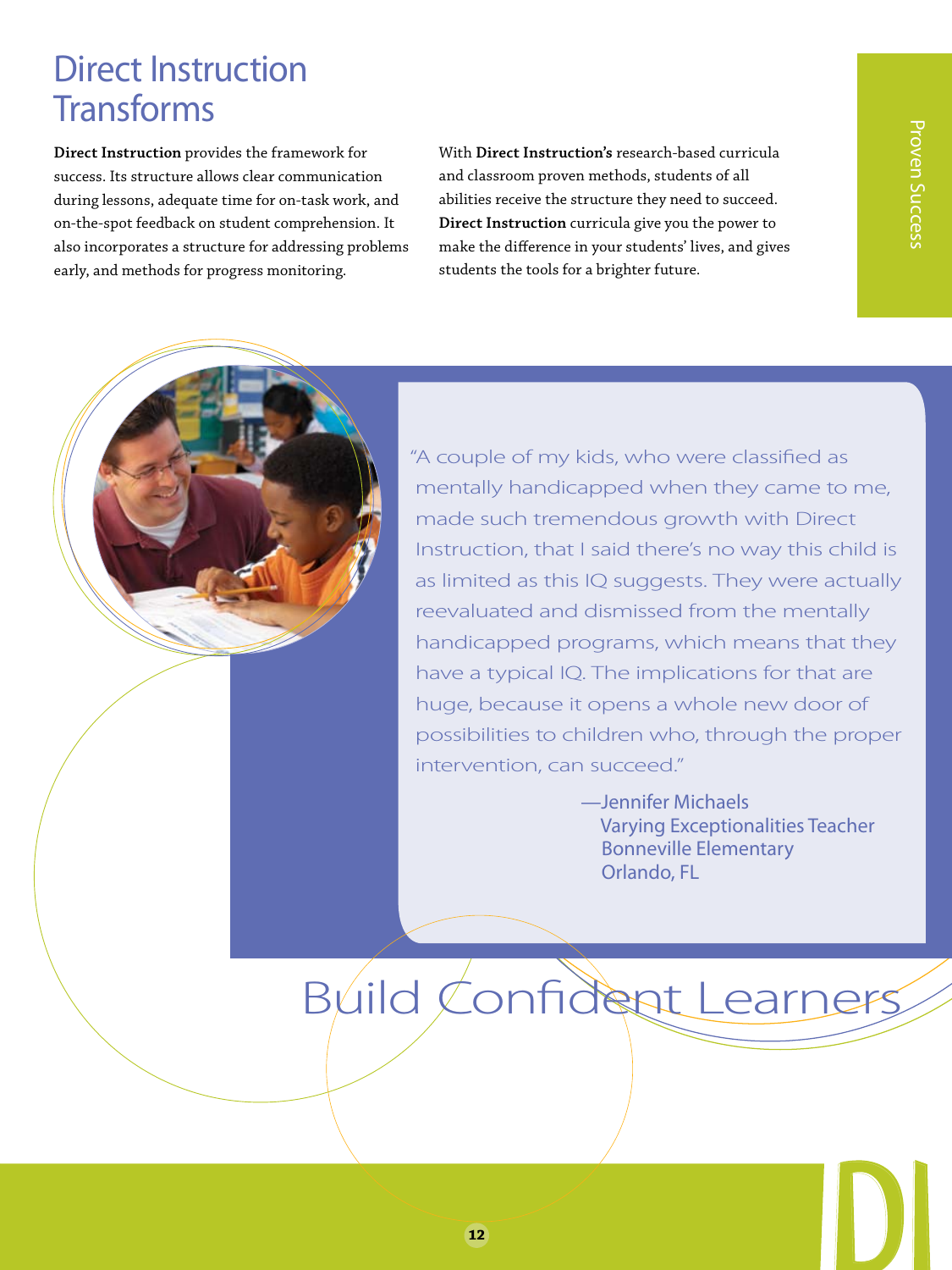# Direct Instruction Transforms

**Direct Instruction** provides the framework for success. Its structure allows clear communication during lessons, adequate time for on-task work, and on-the-spot feedback on student comprehension. It also incorporates a structure for addressing problems early, and methods for progress monitoring.

With **Direct Instruction's** research-based curricula and classroom proven methods, students of all abilities receive the structure they need to succeed. **Direct Instruction** curricula give you the power to make the difference in your students' lives, and gives students the tools for a brighter future.

"A couple of my kids, who were classified as mentally handicapped when they came to me, made such tremendous growth with Direct Instruction, that I said there's no way this child is as limited as this IQ suggests. They were actually reevaluated and dismissed from the mentally handicapped programs, which means that they have a typical IQ. The implications for that are huge, because it opens a whole new door of possibilities to children who, through the proper intervention, can succeed."

—Jennifer Michaels
Varying Exceptionalities Teacher
Bonneville Elementary
Orlando, FL

## Build Confident Learners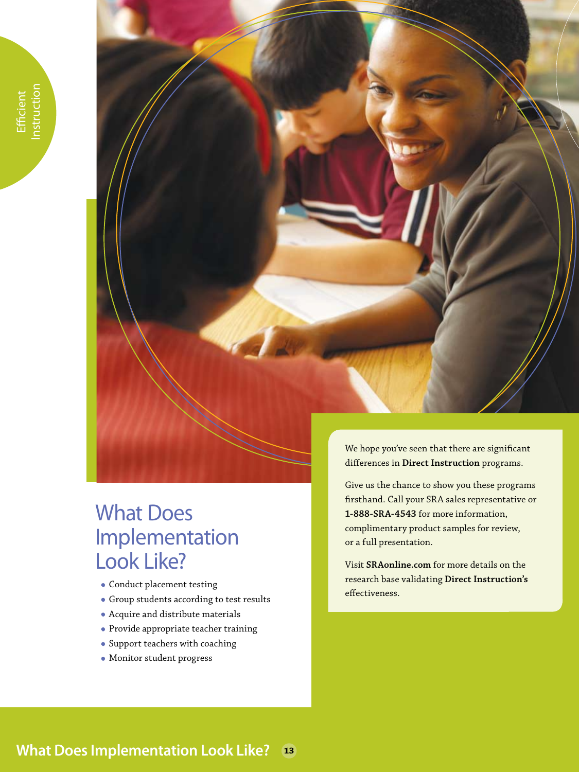# What Does Implementation Look Like?

- Conduct placement testing
- Group students according to test results
- Acquire and distribute materials
- Provide appropriate teacher training
- Support teachers with coaching
- Monitor student progress

We hope you've seen that there are significant differences in **Direct Instruction** programs.

Give us the chance to show you these programs firsthand. Call your SRA sales representative or **1-888-SRA-4543** for more information, complimentary product samples for review, or a full presentation.

Visit **SRAonline.com** for more details on the research base validating **Direct Instruction's** effectiveness.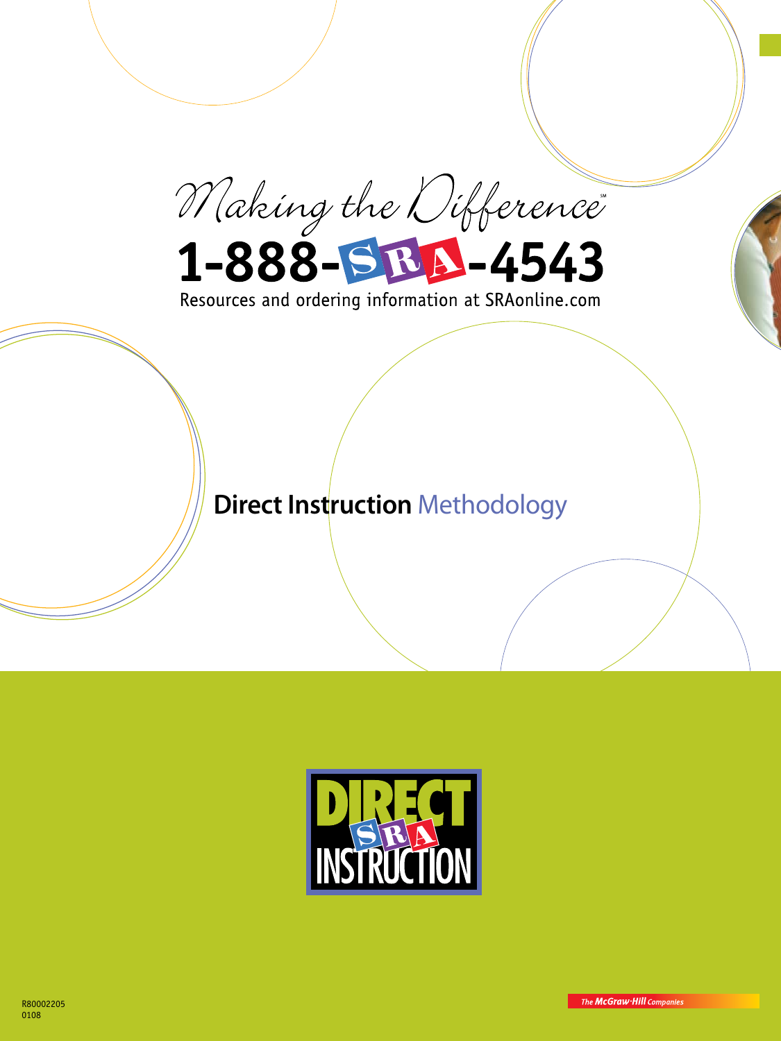Making the Difference℠

**1-888-SRA-4543**

Resources and ordering information at SRAonline.com

**Direct Instruction** Methodology

DIRECT SRA INSTRUCTION

R80002205
0108

The McGraw·Hill Companies